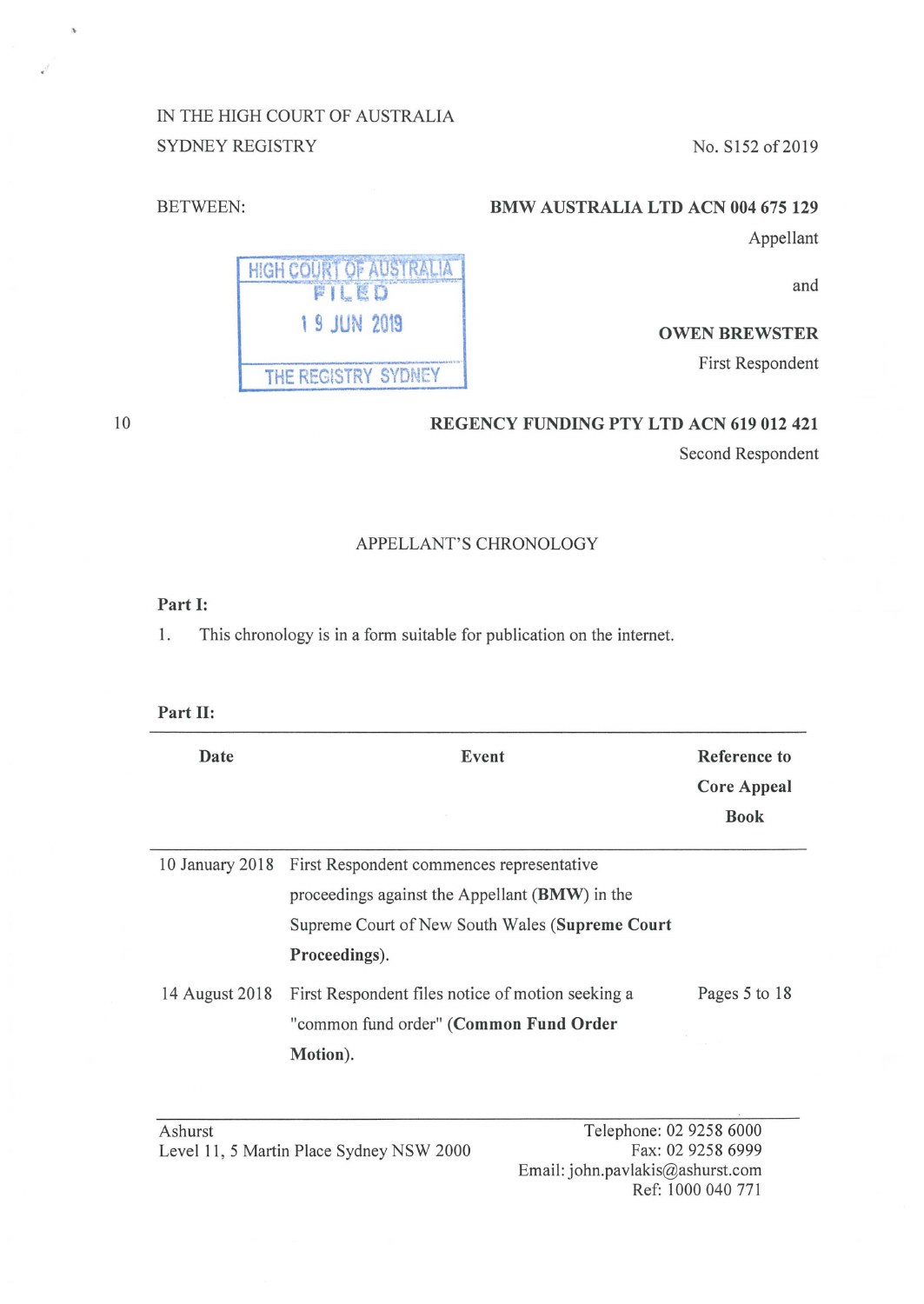IN THE HIGH COURT OF AUSTRALIA
SYDNEY REGISTRY

No. S152 of 2019

BETWEEN:

**BMW AUSTRALIA LTD ACN 004 675 129**
Appellant

and

**OWEN BREWSTER**
First Respondent

HIGH COURT OF AUSTRALIA
FILED
19 JUN 2019
THE REGISTRY SYDNEY

**REGENCY FUNDING PTY LTD ACN 619 012 421**
Second Respondent

APPELLANT'S CHRONOLOGY

**Part I:**

1. This chronology is in a form suitable for publication on the internet.

**Part II:**

| Date | Event | Reference to Core Appeal Book |
|---|---|---|
| 10 January 2018 | First Respondent commences representative proceedings against the Appellant (**BMW**) in the Supreme Court of New South Wales (**Supreme Court Proceedings**). | |
| 14 August 2018 | First Respondent files notice of motion seeking a "common fund order" (**Common Fund Order Motion**). | Pages 5 to 18 |

Ashurst
Level 11, 5 Martin Place Sydney NSW 2000

Telephone: 02 9258 6000
Fax: 02 9258 6999
Email: john.pavlakis@ashurst.com
Ref: 1000 040 771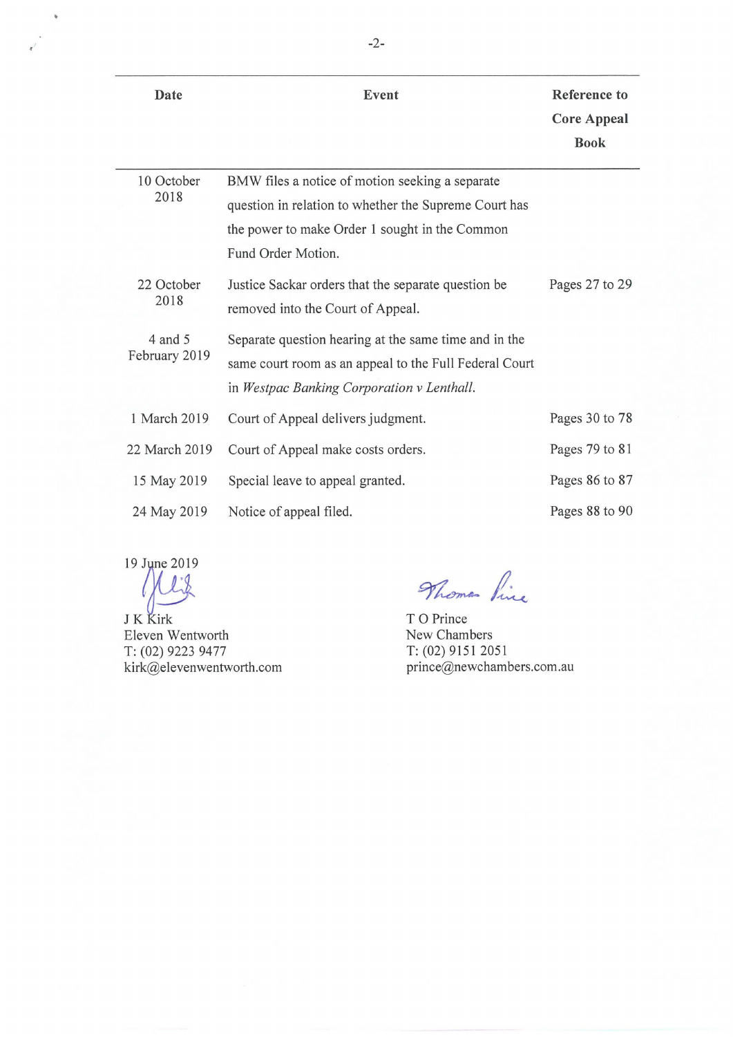| Date | Event | Reference to Core Appeal Book |
| --- | --- | --- |
| 10 October 2018 | BMW files a notice of motion seeking a separate question in relation to whether the Supreme Court has the power to make Order 1 sought in the Common Fund Order Motion. | |
| 22 October 2018 | Justice Sackar orders that the separate question be removed into the Court of Appeal. | Pages 27 to 29 |
| 4 and 5 February 2019 | Separate question hearing at the same time and in the same court room as an appeal to the Full Federal Court in *Westpac Banking Corporation v Lenthall*. | |
| 1 March 2019 | Court of Appeal delivers judgment. | Pages 30 to 78 |
| 22 March 2019 | Court of Appeal make costs orders. | Pages 79 to 81 |
| 15 May 2019 | Special leave to appeal granted. | Pages 86 to 87 |
| 24 May 2019 | Notice of appeal filed. | Pages 88 to 90 |

19 June 2019

J K Kirk
Eleven Wentworth
T: (02) 9223 9477
kirk@elevenwentworth.com

T O Prince
New Chambers
T: (02) 9151 2051
prince@newchambers.com.au